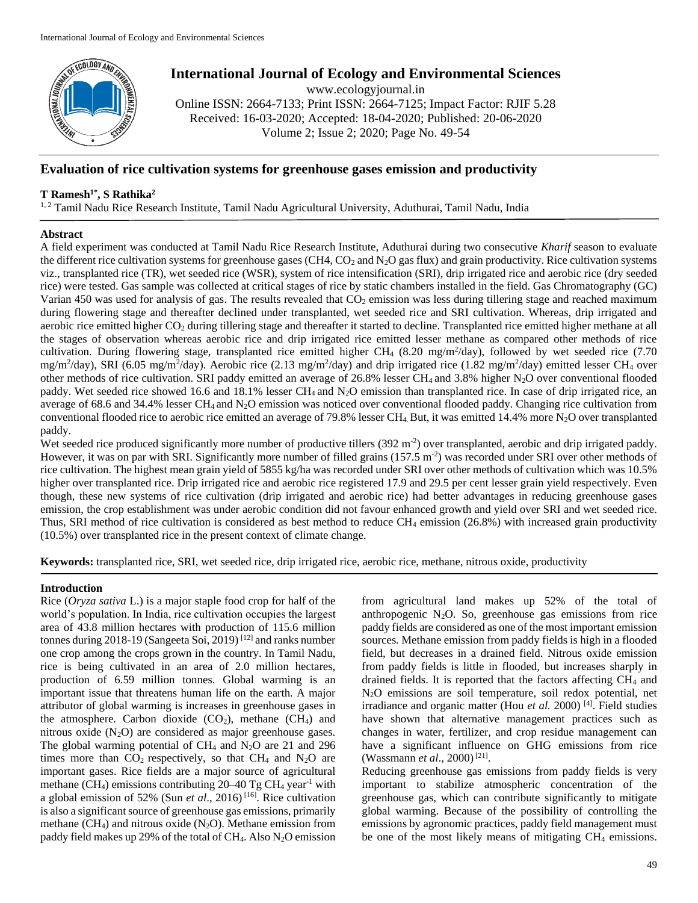# Evaluation of rice cultivation systems for greenhouse gases emission and productivity

**T Ramesh[1*], S Rathika[2]**

[1, 2] Tamil Nadu Rice Research Institute, Tamil Nadu Agricultural University, Aduthurai, Tamil Nadu, India

## Abstract

A field experiment was conducted at Tamil Nadu Rice Research Institute, Aduthurai during two consecutive *Kharif* season to evaluate the different rice cultivation systems for greenhouse gases (CH4, $CO_2$ and $N_2O$ gas flux) and grain productivity. Rice cultivation systems viz., transplanted rice (TR), wet seeded rice (WSR), system of rice intensification (SRI), drip irrigated rice and aerobic rice (dry seeded rice) were tested. Gas sample was collected at critical stages of rice by static chambers installed in the field. Gas Chromatography (GC) Varian 450 was used for analysis of gas. The results revealed that $CO_2$ emission was less during tillering stage and reached maximum during flowering stage and thereafter declined under transplanted, wet seeded rice and SRI cultivation. Whereas, drip irrigated and aerobic rice emitted higher $CO_2$ during tillering stage and thereafter it started to decline. Transplanted rice emitted higher methane at all the stages of observation whereas aerobic rice and drip irrigated rice emitted lesser methane as compared other methods of rice cultivation. During flowering stage, transplanted rice emitted higher $CH_4$ (8.20 mg/m$^2$/day), followed by wet seeded rice (7.70 mg/m$^2$/day), SRI (6.05 mg/m$^2$/day). Aerobic rice (2.13 mg/m$^2$/day) and drip irrigated rice (1.82 mg/m$^2$/day) emitted lesser $CH_4$ over other methods of rice cultivation. SRI paddy emitted an average of 26.8% lesser $CH_4$ and 3.8% higher $N_2O$ over conventional flooded paddy. Wet seeded rice showed 16.6 and 18.1% lesser $CH_4$ and $N_2O$ emission than transplanted rice. In case of drip irrigated rice, an average of 68.6 and 34.4% lesser $CH_4$ and $N_2O$ emission was noticed over conventional flooded paddy. Changing rice cultivation from conventional flooded rice to aerobic rice emitted an average of 79.8% lesser $CH_4$. But, it was emitted 14.4% more $N_2O$ over transplanted paddy.

Wet seeded rice produced significantly more number of productive tillers (392 m$^{-2}$) over transplanted, aerobic and drip irrigated paddy. However, it was on par with SRI. Significantly more number of filled grains (157.5 m$^{-2}$) was recorded under SRI over other methods of rice cultivation. The highest mean grain yield of 5855 kg/ha was recorded under SRI over other methods of cultivation which was 10.5% higher over transplanted rice. Drip irrigated rice and aerobic rice registered 17.9 and 29.5 per cent lesser grain yield respectively. Even though, these new systems of rice cultivation (drip irrigated and aerobic rice) had better advantages in reducing greenhouse gases emission, the crop establishment was under aerobic condition did not favour enhanced growth and yield over SRI and wet seeded rice. Thus, SRI method of rice cultivation is considered as best method to reduce $CH_4$ emission (26.8%) with increased grain productivity (10.5%) over transplanted rice in the present context of climate change.

**Keywords:** transplanted rice, SRI, wet seeded rice, drip irrigated rice, aerobic rice, methane, nitrous oxide, productivity

## Introduction

Rice (*Oryza sativa* L.) is a major staple food crop for half of the world's population. In India, rice cultivation occupies the largest area of 43.8 million hectares with production of 115.6 million tonnes during 2018-19 (Sangeeta Soi, 2019) [12] and ranks number one crop among the crops grown in the country. In Tamil Nadu, rice is being cultivated in an area of 2.0 million hectares, production of 6.59 million tonnes. Global warming is an important issue that threatens human life on the earth. A major attributor of global warming is increases in greenhouse gases in the atmosphere. Carbon dioxide ($CO_2$), methane ($CH_4$) and nitrous oxide ($N_2O$) are considered as major greenhouse gases. The global warming potential of $CH_4$ and $N_2O$ are 21 and 296 times more than $CO_2$ respectively, so that $CH_4$ and $N_2O$ are important gases. Rice fields are a major source of agricultural methane ($CH_4$) emissions contributing 20–40 Tg $CH_4$ year$^{-1}$ with a global emission of 52% (Sun *et al*., 2016) [16]. Rice cultivation is also a significant source of greenhouse gas emissions, primarily methane ($CH_4$) and nitrous oxide ($N_2O$). Methane emission from paddy field makes up 29% of the total of $CH_4$. Also $N_2O$ emission from agricultural land makes up 52% of the total of anthropogenic $N_2O$. So, greenhouse gas emissions from rice paddy fields are considered as one of the most important emission sources. Methane emission from paddy fields is high in a flooded field, but decreases in a drained field. Nitrous oxide emission from paddy fields is little in flooded, but increases sharply in drained fields. It is reported that the factors affecting $CH_4$ and $N_2O$ emissions are soil temperature, soil redox potential, net irradiance and organic matter (Hou *et al.* 2000) [4]. Field studies have shown that alternative management practices such as changes in water, fertilizer, and crop residue management can have a significant influence on GHG emissions from rice (Wassmann *et al*., 2000) [21].

Reducing greenhouse gas emissions from paddy fields is very important to stabilize atmospheric concentration of the greenhouse gas, which can contribute significantly to mitigate global warming. Because of the possibility of controlling the emissions by agronomic practices, paddy field management must be one of the most likely means of mitigating $CH_4$ emissions.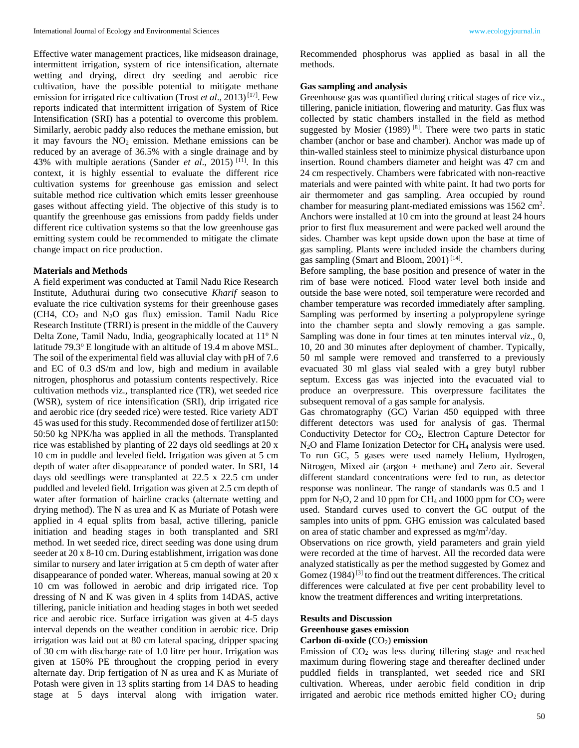Effective water management practices, like midseason drainage, intermittent irrigation, system of rice intensification, alternate wetting and drying, direct dry seeding and aerobic rice cultivation, have the possible potential to mitigate methane emission for irrigated rice cultivation (Trost *et al*., 2013) [17]. Few reports indicated that intermittent irrigation of System of Rice Intensification (SRI) has a potential to overcome this problem. Similarly, aerobic paddy also reduces the methane emission, but it may favours the $NO_2$ emission. Methane emissions can be reduced by an average of 36.5% with a single drainage and by 43% with multiple aerations (Sander *et al*., 2015) [11]. In this context, it is highly essential to evaluate the different rice cultivation systems for greenhouse gas emission and select suitable method rice cultivation which emits lesser greenhouse gases without affecting yield. The objective of this study is to quantify the greenhouse gas emissions from paddy fields under different rice cultivation systems so that the low greenhouse gas emitting system could be recommended to mitigate the climate change impact on rice production.

## Materials and Methods

A field experiment was conducted at Tamil Nadu Rice Research Institute, Aduthurai during two consecutive *Kharif* season to evaluate the rice cultivation systems for their greenhouse gases (CH4, $CO_2$ and $N_2O$ gas flux) emission. Tamil Nadu Rice Research Institute (TRRI) is present in the middle of the Cauvery Delta Zone, Tamil Nadu, India, geographically located at 11° N latitude 79.3° E longitude with an altitude of 19.4 m above MSL. The soil of the experimental field was alluvial clay with pH of 7.6 and EC of 0.3 dS/m and low, high and medium in available nitrogen, phosphorus and potassium contents respectively. Rice cultivation methods viz., transplanted rice (TR), wet seeded rice (WSR), system of rice intensification (SRI), drip irrigated rice and aerobic rice (dry seeded rice) were tested. Rice variety ADT 45 was used for this study. Recommended dose of fertilizer at150: 50:50 kg NPK/ha was applied in all the methods. Transplanted rice was established by planting of 22 days old seedlings at 20 x 10 cm in puddle and leveled field**.** Irrigation was given at 5 cm depth of water after disappearance of ponded water. In SRI, 14 days old seedlings were transplanted at 22.5 x 22.5 cm under puddled and leveled field. Irrigation was given at 2.5 cm depth of water after formation of hairline cracks (alternate wetting and drying method). The N as urea and K as Muriate of Potash were applied in 4 equal splits from basal, active tillering, panicle initiation and heading stages in both transplanted and SRI method. In wet seeded rice, direct seeding was done using drum seeder at 20 x 8-10 cm. During establishment, irrigation was done similar to nursery and later irrigation at 5 cm depth of water after disappearance of ponded water. Whereas, manual sowing at 20 x 10 cm was followed in aerobic and drip irrigated rice. Top dressing of N and K was given in 4 splits from 14DAS, active tillering, panicle initiation and heading stages in both wet seeded rice and aerobic rice. Surface irrigation was given at 4-5 days interval depends on the weather condition in aerobic rice. Drip irrigation was laid out at 80 cm lateral spacing, dripper spacing of 30 cm with discharge rate of 1.0 litre per hour. Irrigation was given at 150% PE throughout the cropping period in every alternate day. Drip fertigation of N as urea and K as Muriate of Potash were given in 13 splits starting from 14 DAS to heading stage at 5 days interval along with irrigation water. Recommended phosphorus was applied as basal in all the methods.

### Gas sampling and analysis

Greenhouse gas was quantified during critical stages of rice viz., tillering, panicle initiation, flowering and maturity. Gas flux was collected by static chambers installed in the field as method suggested by Mosier (1989) [8]. There were two parts in static chamber (anchor or base and chamber). Anchor was made up of thin-walled stainless steel to minimize physical disturbance upon insertion. Round chambers diameter and height was 47 cm and 24 cm respectively. Chambers were fabricated with non-reactive materials and were painted with white paint. It had two ports for air thermometer and gas sampling. Area occupied by round chamber for measuring plant-mediated emissions was 1562 cm$^2$. Anchors were installed at 10 cm into the ground at least 24 hours prior to first flux measurement and were packed well around the sides. Chamber was kept upside down upon the base at time of gas sampling. Plants were included inside the chambers during gas sampling (Smart and Bloom, 2001) [14].

Before sampling, the base position and presence of water in the rim of base were noticed. Flood water level both inside and outside the base were noted, soil temperature were recorded and chamber temperature was recorded immediately after sampling. Sampling was performed by inserting a polypropylene syringe into the chamber septa and slowly removing a gas sample. Sampling was done in four times at ten minutes interval *viz*., 0, 10, 20 and 30 minutes after deployment of chamber. Typically, 50 ml sample were removed and transferred to a previously evacuated 30 ml glass vial sealed with a grey butyl rubber septum. Excess gas was injected into the evacuated vial to produce an overpressure. This overpressure facilitates the subsequent removal of a gas sample for analysis.

Gas chromatography (GC) Varian 450 equipped with three different detectors was used for analysis of gas. Thermal Conductivity Detector for $CO_2$, Electron Capture Detector for $N_2O$ and Flame Ionization Detector for $CH_4$ analysis were used. To run GC, 5 gases were used namely Helium, Hydrogen, Nitrogen, Mixed air (argon + methane) and Zero air. Several different standard concentrations were fed to run, as detector response was nonlinear. The range of standards was 0.5 and 1 ppm for $N_2O$, 2 and 10 ppm for $CH_4$ and 1000 ppm for $CO_2$ were used. Standard curves used to convert the GC output of the samples into units of ppm. GHG emission was calculated based on area of static chamber and expressed as mg/m$^2$/day.

Observations on rice growth, yield parameters and grain yield were recorded at the time of harvest. All the recorded data were analyzed statistically as per the method suggested by Gomez and Gomez (1984) [3] to find out the treatment differences. The critical differences were calculated at five per cent probability level to know the treatment differences and writing interpretations.

## Results and Discussion

### Greenhouse gases emission

#### Carbon di-oxide ($CO_2$) emission

Emission of $CO_2$ was less during tillering stage and reached maximum during flowering stage and thereafter declined under puddled fields in transplanted, wet seeded rice and SRI cultivation. Whereas, under aerobic field condition in drip irrigated and aerobic rice methods emitted higher $CO_2$ during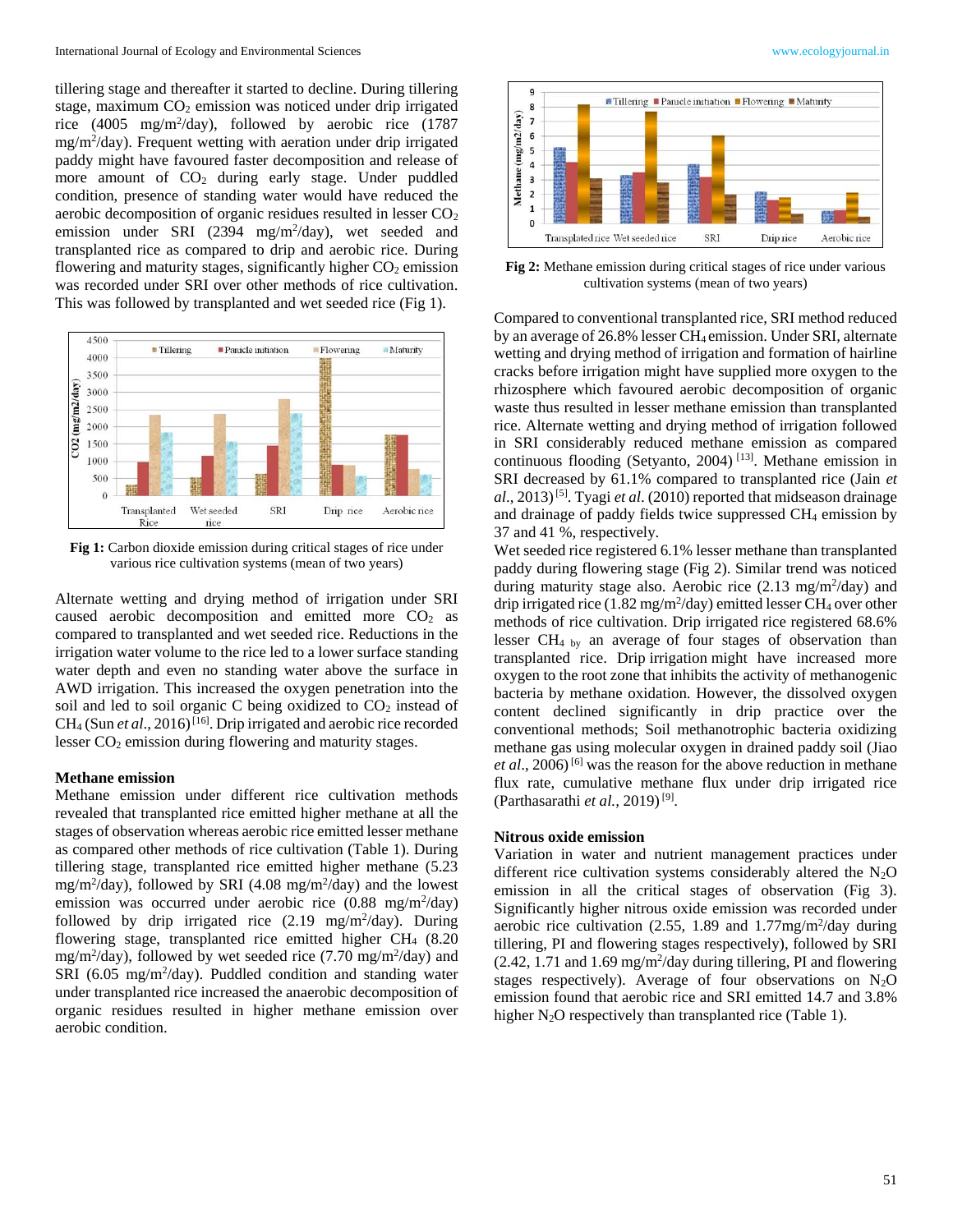tillering stage and thereafter it started to decline. During tillering stage, maximum $CO_2$ emission was noticed under drip irrigated rice (4005 mg/m$^2$/day), followed by aerobic rice (1787 mg/m$^2$/day). Frequent wetting with aeration under drip irrigated paddy might have favoured faster decomposition and release of more amount of $CO_2$ during early stage. Under puddled condition, presence of standing water would have reduced the aerobic decomposition of organic residues resulted in lesser $CO_2$ emission under SRI (2394 mg/m$^2$/day), wet seeded and transplanted rice as compared to drip and aerobic rice. During flowering and maturity stages, significantly higher $CO_2$ emission was recorded under SRI over other methods of rice cultivation. This was followed by transplanted and wet seeded rice (Fig 1).

**Fig 1:** Carbon dioxide emission during critical stages of rice under various rice cultivation systems (mean of two years)

Alternate wetting and drying method of irrigation under SRI caused aerobic decomposition and emitted more $CO_2$ as compared to transplanted and wet seeded rice. Reductions in the irrigation water volume to the rice led to a lower surface standing water depth and even no standing water above the surface in AWD irrigation. This increased the oxygen penetration into the soil and led to soil organic C being oxidized to $CO_2$ instead of $CH_4$ (Sun *et al*., 2016) [16]. Drip irrigated and aerobic rice recorded lesser $CO_2$ emission during flowering and maturity stages.

### Methane emission

Methane emission under different rice cultivation methods revealed that transplanted rice emitted higher methane at all the stages of observation whereas aerobic rice emitted lesser methane as compared other methods of rice cultivation (Table 1). During tillering stage, transplanted rice emitted higher methane (5.23 mg/m$^2$/day), followed by SRI (4.08 mg/m$^2$/day) and the lowest emission was occurred under aerobic rice (0.88 mg/m$^2$/day) followed by drip irrigated rice (2.19 mg/m$^2$/day). During flowering stage, transplanted rice emitted higher $CH_4$ (8.20 mg/m$^2$/day), followed by wet seeded rice (7.70 mg/m$^2$/day) and SRI (6.05 mg/m$^2$/day). Puddled condition and standing water under transplanted rice increased the anaerobic decomposition of organic residues resulted in higher methane emission over aerobic condition.

**Fig 2:** Methane emission during critical stages of rice under various cultivation systems (mean of two years)

Compared to conventional transplanted rice, SRI method reduced by an average of 26.8% lesser $CH_4$ emission. Under SRI, alternate wetting and drying method of irrigation and formation of hairline cracks before irrigation might have supplied more oxygen to the rhizosphere which favoured aerobic decomposition of organic waste thus resulted in lesser methane emission than transplanted rice. Alternate wetting and drying method of irrigation followed in SRI considerably reduced methane emission as compared continuous flooding (Setyanto, 2004) [13]. Methane emission in SRI decreased by 61.1% compared to transplanted rice (Jain *et al*., 2013) [5]. Tyagi *et al*. (2010) reported that midseason drainage and drainage of paddy fields twice suppressed $CH_4$ emission by 37 and 41 %, respectively.

Wet seeded rice registered 6.1% lesser methane than transplanted paddy during flowering stage (Fig 2). Similar trend was noticed during maturity stage also. Aerobic rice (2.13 mg/m$^2$/day) and drip irrigated rice (1.82 mg/m$^2$/day) emitted lesser $CH_4$ over other methods of rice cultivation. Drip irrigated rice registered 68.6% lesser $CH_4$ by an average of four stages of observation than transplanted rice. Drip irrigation might have increased more oxygen to the root zone that inhibits the activity of methanogenic bacteria by methane oxidation. However, the dissolved oxygen content declined significantly in drip practice over the conventional methods; Soil methanotrophic bacteria oxidizing methane gas using molecular oxygen in drained paddy soil (Jiao *et al*., 2006) [6] was the reason for the above reduction in methane flux rate, cumulative methane flux under drip irrigated rice (Parthasarathi *et al.*, 2019) [9].

### Nitrous oxide emission

Variation in water and nutrient management practices under different rice cultivation systems considerably altered the $N_2O$ emission in all the critical stages of observation (Fig 3). Significantly higher nitrous oxide emission was recorded under aerobic rice cultivation (2.55, 1.89 and 1.77mg/m$^2$/day during tillering, PI and flowering stages respectively), followed by SRI (2.42, 1.71 and 1.69 mg/m$^2$/day during tillering, PI and flowering stages respectively). Average of four observations on $N_2O$ emission found that aerobic rice and SRI emitted 14.7 and 3.8% higher $N_2O$ respectively than transplanted rice (Table 1).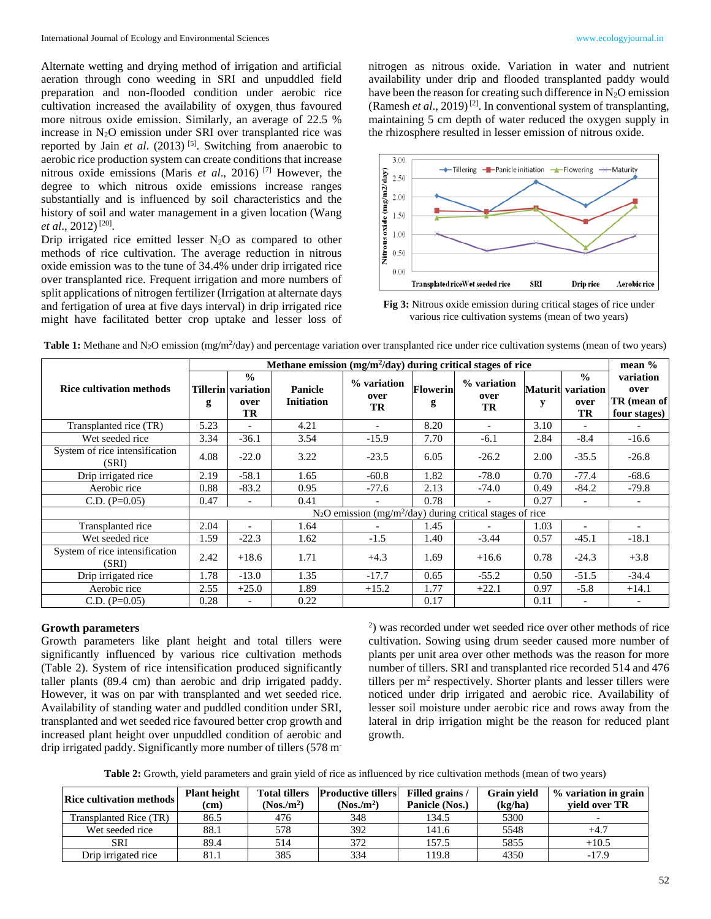Alternate wetting and drying method of irrigation and artificial aeration through cono weeding in SRI and unpuddled field preparation and non-flooded condition under aerobic rice cultivation increased the availability of oxygen, thus favoured more nitrous oxide emission. Similarly, an average of 22.5 % increase in $N_2O$ emission under SRI over transplanted rice was reported by Jain *et al.* (2013) [5]. Switching from anaerobic to aerobic rice production system can create conditions that increase nitrous oxide emissions (Maris *et al*., 2016) [7] However, the degree to which nitrous oxide emissions increase ranges substantially and is influenced by soil characteristics and the history of soil and water management in a given location (Wang *et al*., 2012) [20].

Drip irrigated rice emitted lesser $N_2O$ as compared to other methods of rice cultivation. The average reduction in nitrous oxide emission was to the tune of 34.4% under drip irrigated rice over transplanted rice. Frequent irrigation and more numbers of split applications of nitrogen fertilizer (Irrigation at alternate days and fertigation of urea at five days interval) in drip irrigated rice might have facilitated better crop uptake and lesser loss of nitrogen as nitrous oxide. Variation in water and nutrient availability under drip and flooded transplanted paddy would have been the reason for creating such difference in $N_2O$ emission (Ramesh *et al*., 2019) [2]. In conventional system of transplanting, maintaining 5 cm depth of water reduced the oxygen supply in the rhizosphere resulted in lesser emission of nitrous oxide.

**Fig 3:** Nitrous oxide emission during critical stages of rice under various rice cultivation systems (mean of two years)

**Table 1:** Methane and $N_2O$ emission (mg/m²/day) and percentage variation over transplanted rice under rice cultivation systems (mean of two years)

| Rice cultivation methods | Methane emission (mg/m²/day) during critical stages of rice | | | | | | | | mean % variation over TR (mean of four stages) |
|---|---|---|---|---|---|---|---|---|---|
| | Tillering | % variation over TR | Panicle Initiation | % variation over TR | Flowering | % variation over TR | Maturity | % variation over TR | |
| Transplanted rice (TR) | 5.23 | - | 4.21 | - | 8.20 | - | 3.10 | - | - |
| Wet seeded rice | 3.34 | -36.1 | 3.54 | -15.9 | 7.70 | -6.1 | 2.84 | -8.4 | -16.6 |
| System of rice intensification (SRI) | 4.08 | -22.0 | 3.22 | -23.5 | 6.05 | -26.2 | 2.00 | -35.5 | -26.8 |
| Drip irrigated rice | 2.19 | -58.1 | 1.65 | -60.8 | 1.82 | -78.0 | 0.70 | -77.4 | -68.6 |
| Aerobic rice | 0.88 | -83.2 | 0.95 | -77.6 | 2.13 | -74.0 | 0.49 | -84.2 | -79.8 |
| C.D. (P=0.05) | 0.47 | - | 0.41 | - | 0.78 | - | 0.27 | - | - |
| | $N_2O$ emission (mg/m²/day) during critical stages of rice | | | | | | | | |
| Transplanted rice | 2.04 | - | 1.64 | - | 1.45 | - | 1.03 | - | - |
| Wet seeded rice | 1.59 | -22.3 | 1.62 | -1.5 | 1.40 | -3.44 | 0.57 | -45.1 | -18.1 |
| System of rice intensification (SRI) | 2.42 | +18.6 | 1.71 | +4.3 | 1.69 | +16.6 | 0.78 | -24.3 | +3.8 |
| Drip irrigated rice | 1.78 | -13.0 | 1.35 | -17.7 | 0.65 | -55.2 | 0.50 | -51.5 | -34.4 |
| Aerobic rice | 2.55 | +25.0 | 1.89 | +15.2 | 1.77 | +22.1 | 0.97 | -5.8 | +14.1 |
| C.D. (P=0.05) | 0.28 | - | 0.22 | | 0.17 | | 0.11 | - | - |

### Growth parameters

Growth parameters like plant height and total tillers were significantly influenced by various rice cultivation methods (Table 2). System of rice intensification produced significantly taller plants (89.4 cm) than aerobic and drip irrigated paddy. However, it was on par with transplanted and wet seeded rice. Availability of standing water and puddled condition under SRI, transplanted and wet seeded rice favoured better crop growth and increased plant height over unpuddled condition of aerobic and drip irrigated paddy. Significantly more number of tillers (578 m⁻²) was recorded under wet seeded rice over other methods of rice cultivation. Sowing using drum seeder caused more number of plants per unit area over other methods was the reason for more number of tillers. SRI and transplanted rice recorded 514 and 476 tillers per m² respectively. Shorter plants and lesser tillers were noticed under drip irrigated and aerobic rice. Availability of lesser soil moisture under aerobic rice and rows away from the lateral in drip irrigation might be the reason for reduced plant growth.

**Table 2:** Growth, yield parameters and grain yield of rice as influenced by rice cultivation methods (mean of two years)

| Rice cultivation methods | Plant height (cm) | Total tillers (Nos./m²) | Productive tillers (Nos./m²) | Filled grains / Panicle (Nos.) | Grain yield (kg/ha) | % variation in grain yield over TR |
|---|---|---|---|---|---|---|
| Transplanted Rice (TR) | 86.5 | 476 | 348 | 134.5 | 5300 | - |
| Wet seeded rice | 88.1 | 578 | 392 | 141.6 | 5548 | +4.7 |
| SRI | 89.4 | 514 | 372 | 157.5 | 5855 | +10.5 |
| Drip irrigated rice | 81.1 | 385 | 334 | 119.8 | 4350 | -17.9 |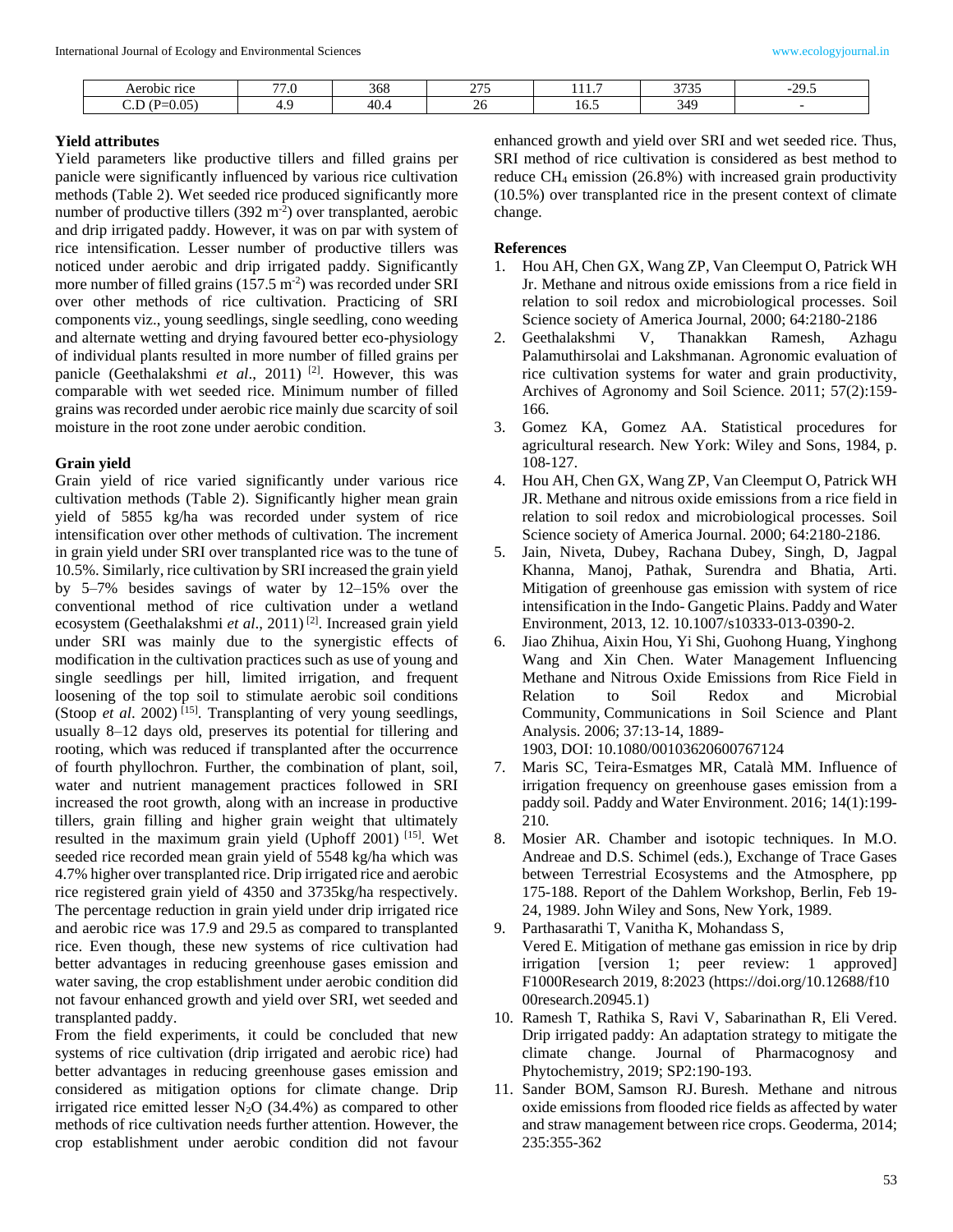| Aerobic rice | 77.0 | 368 | 275 | 111.7 | 3735 | -29.5 |
|---|---|---|---|---|---|---|
| C.D (P=0.05) | 4.9 | 40.4 | 26 | 16.5 | 349 | - |

### Yield attributes

Yield parameters like productive tillers and filled grains per panicle were significantly influenced by various rice cultivation methods (Table 2). Wet seeded rice produced significantly more number of productive tillers (392 $m^{-2}$) over transplanted, aerobic and drip irrigated paddy. However, it was on par with system of rice intensification. Lesser number of productive tillers was noticed under aerobic and drip irrigated paddy. Significantly more number of filled grains (157.5 $m^{-2}$) was recorded under SRI over other methods of rice cultivation. Practicing of SRI components viz., young seedlings, single seedling, cono weeding and alternate wetting and drying favoured better eco-physiology of individual plants resulted in more number of filled grains per panicle (Geethalakshmi *et al*., 2011) [2]. However, this was comparable with wet seeded rice. Minimum number of filled grains was recorded under aerobic rice mainly due scarcity of soil moisture in the root zone under aerobic condition.

### Grain yield

Grain yield of rice varied significantly under various rice cultivation methods (Table 2). Significantly higher mean grain yield of 5855 kg/ha was recorded under system of rice intensification over other methods of cultivation. The increment in grain yield under SRI over transplanted rice was to the tune of 10.5%. Similarly, rice cultivation by SRI increased the grain yield by 5–7% besides savings of water by 12–15% over the conventional method of rice cultivation under a wetland ecosystem (Geethalakshmi *et al*., 2011) [2]. Increased grain yield under SRI was mainly due to the synergistic effects of modification in the cultivation practices such as use of young and single seedlings per hill, limited irrigation, and frequent loosening of the top soil to stimulate aerobic soil conditions (Stoop *et al*. 2002) [15]. Transplanting of very young seedlings, usually 8–12 days old, preserves its potential for tillering and rooting, which was reduced if transplanted after the occurrence of fourth phyllochron. Further, the combination of plant, soil, water and nutrient management practices followed in SRI increased the root growth, along with an increase in productive tillers, grain filling and higher grain weight that ultimately resulted in the maximum grain yield (Uphoff 2001) [15]. Wet seeded rice recorded mean grain yield of 5548 kg/ha which was 4.7% higher over transplanted rice. Drip irrigated rice and aerobic rice registered grain yield of 4350 and 3735kg/ha respectively. The percentage reduction in grain yield under drip irrigated rice and aerobic rice was 17.9 and 29.5 as compared to transplanted rice. Even though, these new systems of rice cultivation had better advantages in reducing greenhouse gases emission and water saving, the crop establishment under aerobic condition did not favour enhanced growth and yield over SRI, wet seeded and transplanted paddy.

From the field experiments, it could be concluded that new systems of rice cultivation (drip irrigated and aerobic rice) had better advantages in reducing greenhouse gases emission and considered as mitigation options for climate change. Drip irrigated rice emitted lesser $N_2O$ (34.4%) as compared to other methods of rice cultivation needs further attention. However, the crop establishment under aerobic condition did not favour enhanced growth and yield over SRI and wet seeded rice. Thus, SRI method of rice cultivation is considered as best method to reduce $CH_4$ emission (26.8%) with increased grain productivity (10.5%) over transplanted rice in the present context of climate change.

### References

1. Hou AH, Chen GX, Wang ZP, Van Cleemput O, Patrick WH Jr. Methane and nitrous oxide emissions from a rice field in relation to soil redox and microbiological processes. Soil Science society of America Journal, 2000; 64:2180-2186
2. Geethalakshmi V, Thanakkan Ramesh, Azhagu Palamuthirsolai and Lakshmanan. Agronomic evaluation of rice cultivation systems for water and grain productivity, Archives of Agronomy and Soil Science. 2011; 57(2):159-166.
3. Gomez KA, Gomez AA. Statistical procedures for agricultural research. New York: Wiley and Sons, 1984, p. 108-127.
4. Hou AH, Chen GX, Wang ZP, Van Cleemput O, Patrick WH JR. Methane and nitrous oxide emissions from a rice field in relation to soil redox and microbiological processes. Soil Science society of America Journal. 2000; 64:2180-2186.
5. Jain, Niveta, Dubey, Rachana Dubey, Singh, D, Jagpal Khanna, Manoj, Pathak, Surendra and Bhatia, Arti. Mitigation of greenhouse gas emission with system of rice intensification in the Indo- Gangetic Plains. Paddy and Water Environment, 2013, 12. 10.1007/s10333-013-0390-2.
6. Jiao Zhihua, Aixin Hou, Yi Shi, Guohong Huang, Yinghong Wang and Xin Chen. Water Management Influencing Methane and Nitrous Oxide Emissions from Rice Field in Relation to Soil Redox and Microbial Community, Communications in Soil Science and Plant Analysis. 2006; 37:13-14, 1889-1903, DOI: 10.1080/00103620600767124
7. Maris SC, Teira-Esmatges MR, Català MM. Influence of irrigation frequency on greenhouse gases emission from a paddy soil. Paddy and Water Environment. 2016; 14(1):199-210.
8. Mosier AR. Chamber and isotopic techniques. In M.O. Andreae and D.S. Schimel (eds.), Exchange of Trace Gases between Terrestrial Ecosystems and the Atmosphere, pp 175-188. Report of the Dahlem Workshop, Berlin, Feb 19-24, 1989. John Wiley and Sons, New York, 1989.
9. Parthasarathi T, Vanitha K, Mohandass S, Vered E. Mitigation of methane gas emission in rice by drip irrigation [version 1; peer review: 1 approved] F1000Research 2019, 8:2023 (https://doi.org/10.12688/f1000research.20945.1)
10. Ramesh T, Rathika S, Ravi V, Sabarinathan R, Eli Vered. Drip irrigated paddy: An adaptation strategy to mitigate the climate change. Journal of Pharmacognosy and Phytochemistry, 2019; SP2:190-193.
11. Sander BOM, Samson RJ. Buresh. Methane and nitrous oxide emissions from flooded rice fields as affected by water and straw management between rice crops. Geoderma, 2014; 235:355-362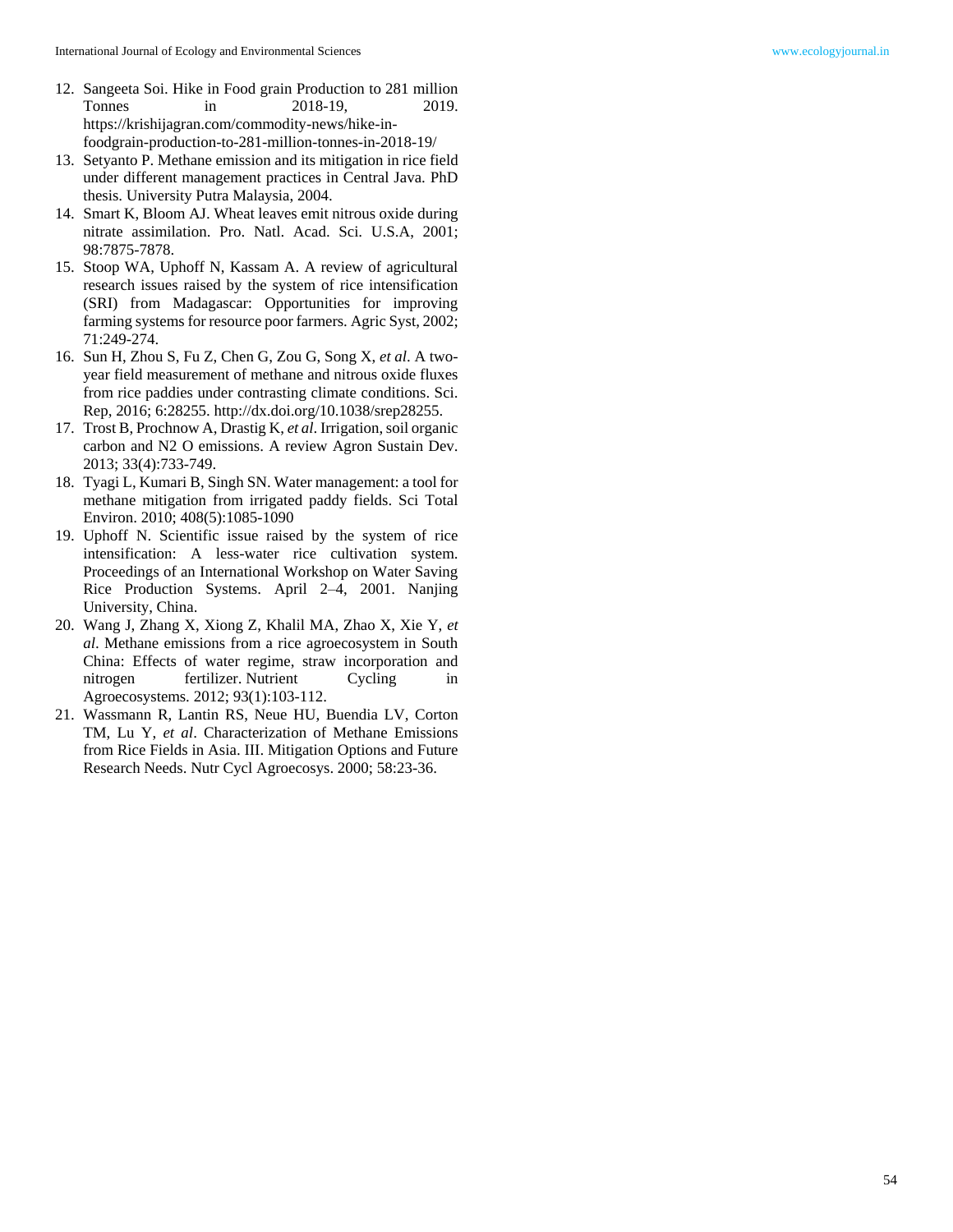12. Sangeeta Soi. Hike in Food grain Production to 281 million Tonnes in 2018-19, 2019. https://krishijagran.com/commodity-news/hike-in-foodgrain-production-to-281-million-tonnes-in-2018-19/
13. Setyanto P. Methane emission and its mitigation in rice field under different management practices in Central Java. PhD thesis. University Putra Malaysia, 2004.
14. Smart K, Bloom AJ. Wheat leaves emit nitrous oxide during nitrate assimilation. Pro. Natl. Acad. Sci. U.S.A, 2001; 98:7875-7878.
15. Stoop WA, Uphoff N, Kassam A. A review of agricultural research issues raised by the system of rice intensification (SRI) from Madagascar: Opportunities for improving farming systems for resource poor farmers. Agric Syst, 2002; 71:249-274.
16. Sun H, Zhou S, Fu Z, Chen G, Zou G, Song X, *et al*. A two-year field measurement of methane and nitrous oxide fluxes from rice paddies under contrasting climate conditions. Sci. Rep, 2016; 6:28255. http://dx.doi.org/10.1038/srep28255.
17. Trost B, Prochnow A, Drastig K, *et al*. Irrigation, soil organic carbon and N2 O emissions. A review Agron Sustain Dev. 2013; 33(4):733-749.
18. Tyagi L, Kumari B, Singh SN. Water management: a tool for methane mitigation from irrigated paddy fields. Sci Total Environ. 2010; 408(5):1085-1090
19. Uphoff N. Scientific issue raised by the system of rice intensification: A less-water rice cultivation system. Proceedings of an International Workshop on Water Saving Rice Production Systems. April 2–4, 2001. Nanjing University, China.
20. Wang J, Zhang X, Xiong Z, Khalil MA, Zhao X, Xie Y, *et al*. Methane emissions from a rice agroecosystem in South China: Effects of water regime, straw incorporation and nitrogen fertilizer. Nutrient Cycling in Agroecosystems. 2012; 93(1):103-112.
21. Wassmann R, Lantin RS, Neue HU, Buendia LV, Corton TM, Lu Y, *et al*. Characterization of Methane Emissions from Rice Fields in Asia. III. Mitigation Options and Future Research Needs. Nutr Cycl Agroecosys. 2000; 58:23-36.